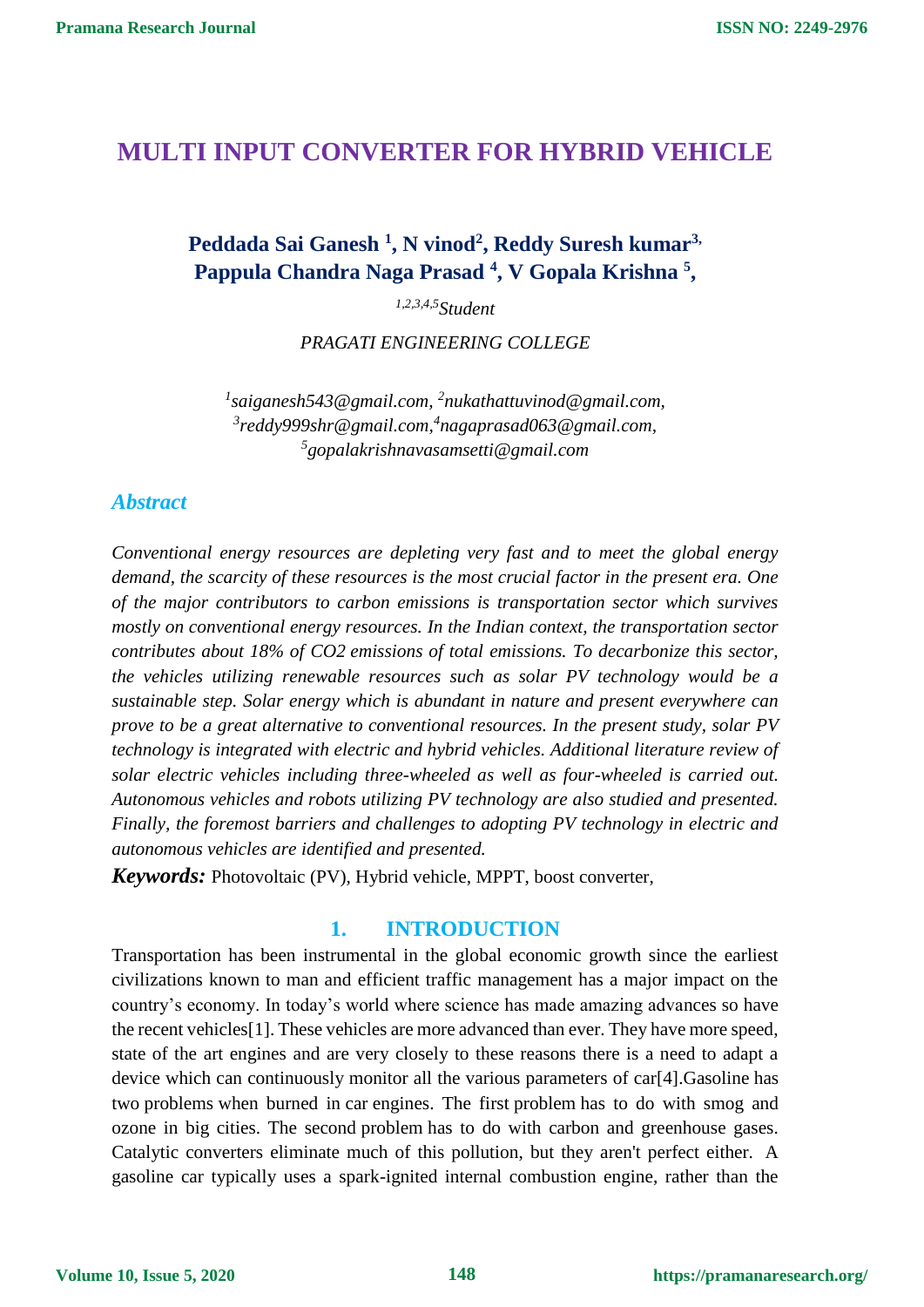# MULTI INPUT CONVERTER FOR HYBRID VEHICLE

**Peddada Sai Ganesh [1], N vinod[2], Reddy Suresh kumar[3], Pappula Chandra Naga Prasad [4], V Gopala Krishna [5],**

*[1,2,3,4,5]Student*

*PRAGATI ENGINEERING COLLEGE*

*[1]saiganesh543@gmail.com, [2]nukathattuvinod@gmail.com, [3]reddy999shr@gmail.com,[4]nagaprasad063@gmail.com, [5]gopalakrishnavasamsetti@gmail.com*

## *Abstract*

*Conventional energy resources are depleting very fast and to meet the global energy demand, the scarcity of these resources is the most crucial factor in the present era. One of the major contributors to carbon emissions is transportation sector which survives mostly on conventional energy resources. In the Indian context, the transportation sector contributes about 18% of CO2 emissions of total emissions. To decarbonize this sector, the vehicles utilizing renewable resources such as solar PV technology would be a sustainable step. Solar energy which is abundant in nature and present everywhere can prove to be a great alternative to conventional resources. In the present study, solar PV technology is integrated with electric and hybrid vehicles. Additional literature review of solar electric vehicles including three-wheeled as well as four-wheeled is carried out. Autonomous vehicles and robots utilizing PV technology are also studied and presented. Finally, the foremost barriers and challenges to adopting PV technology in electric and autonomous vehicles are identified and presented.*

***Keywords:*** Photovoltaic (PV), Hybrid vehicle, MPPT, boost converter,

## 1. INTRODUCTION

Transportation has been instrumental in the global economic growth since the earliest civilizations known to man and efficient traffic management has a major impact on the country's economy. In today's world where science has made amazing advances so have the recent vehicles[1]. These vehicles are more advanced than ever. They have more speed, state of the art engines and are very closely to these reasons there is a need to adapt a device which can continuously monitor all the various parameters of car[4].Gasoline has two problems when burned in car engines. The first problem has to do with smog and ozone in big cities. The second problem has to do with carbon and greenhouse gases. Catalytic converters eliminate much of this pollution, but they aren't perfect either. A gasoline car typically uses a spark-ignited internal combustion engine, rather than the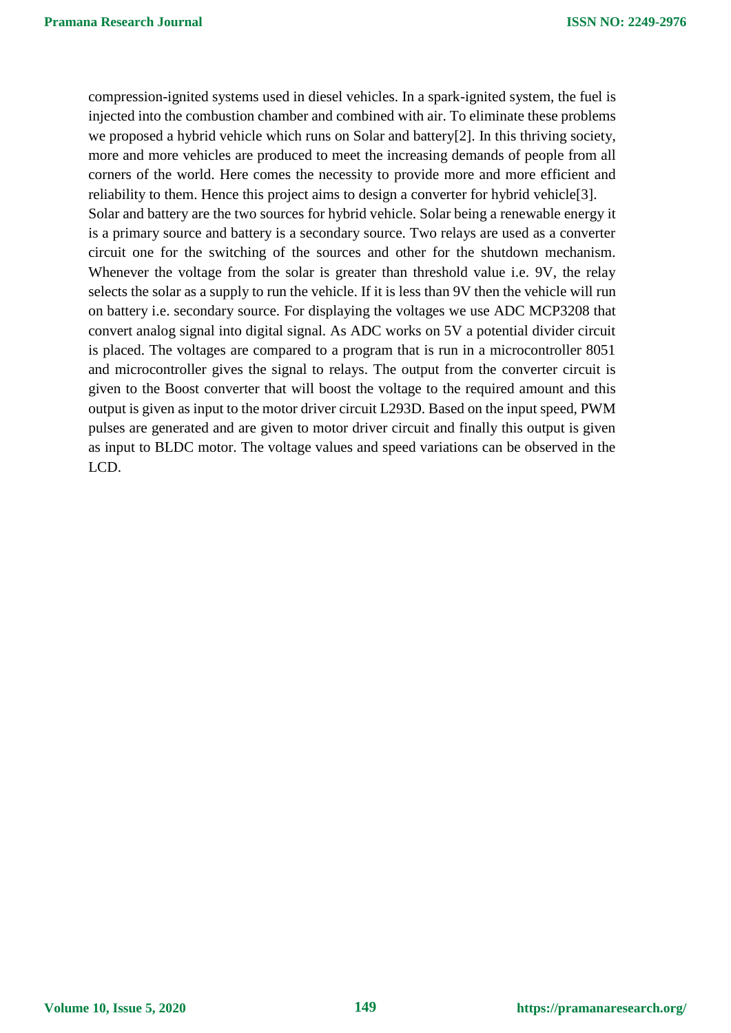compression-ignited systems used in diesel vehicles. In a spark-ignited system, the fuel is injected into the combustion chamber and combined with air. To eliminate these problems we proposed a hybrid vehicle which runs on Solar and battery[2]. In this thriving society, more and more vehicles are produced to meet the increasing demands of people from all corners of the world. Here comes the necessity to provide more and more efficient and reliability to them. Hence this project aims to design a converter for hybrid vehicle[3].

Solar and battery are the two sources for hybrid vehicle. Solar being a renewable energy it is a primary source and battery is a secondary source. Two relays are used as a converter circuit one for the switching of the sources and other for the shutdown mechanism. Whenever the voltage from the solar is greater than threshold value i.e. 9V, the relay selects the solar as a supply to run the vehicle. If it is less than 9V then the vehicle will run on battery i.e. secondary source. For displaying the voltages we use ADC MCP3208 that convert analog signal into digital signal. As ADC works on 5V a potential divider circuit is placed. The voltages are compared to a program that is run in a microcontroller 8051 and microcontroller gives the signal to relays. The output from the converter circuit is given to the Boost converter that will boost the voltage to the required amount and this output is given as input to the motor driver circuit L293D. Based on the input speed, PWM pulses are generated and are given to motor driver circuit and finally this output is given as input to BLDC motor. The voltage values and speed variations can be observed in the LCD.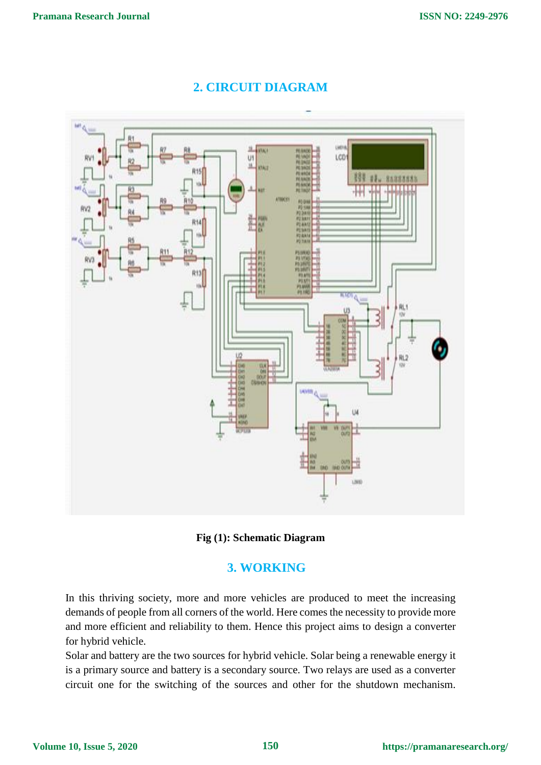## 2. CIRCUIT DIAGRAM

Fig (1): Schematic Diagram

## 3. WORKING

In this thriving society, more and more vehicles are produced to meet the increasing demands of people from all corners of the world. Here comes the necessity to provide more and more efficient and reliability to them. Hence this project aims to design a converter for hybrid vehicle.

Solar and battery are the two sources for hybrid vehicle. Solar being a renewable energy it is a primary source and battery is a secondary source. Two relays are used as a converter circuit one for the switching of the sources and other for the shutdown mechanism.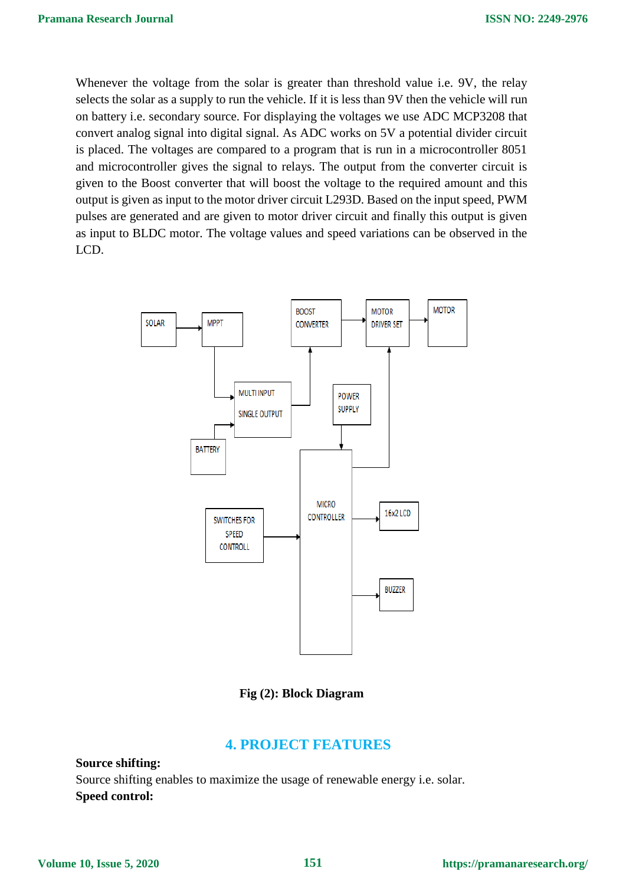Whenever the voltage from the solar is greater than threshold value i.e. 9V, the relay selects the solar as a supply to run the vehicle. If it is less than 9V then the vehicle will run on battery i.e. secondary source. For displaying the voltages we use ADC MCP3208 that convert analog signal into digital signal. As ADC works on 5V a potential divider circuit is placed. The voltages are compared to a program that is run in a microcontroller 8051 and microcontroller gives the signal to relays. The output from the converter circuit is given to the Boost converter that will boost the voltage to the required amount and this output is given as input to the motor driver circuit L293D. Based on the input speed, PWM pulses are generated and are given to motor driver circuit and finally this output is given as input to BLDC motor. The voltage values and speed variations can be observed in the LCD.

**Fig (2): Block Diagram**

## 4. PROJECT FEATURES

**Source shifting:**

Source shifting enables to maximize the usage of renewable energy i.e. solar.

**Speed control:**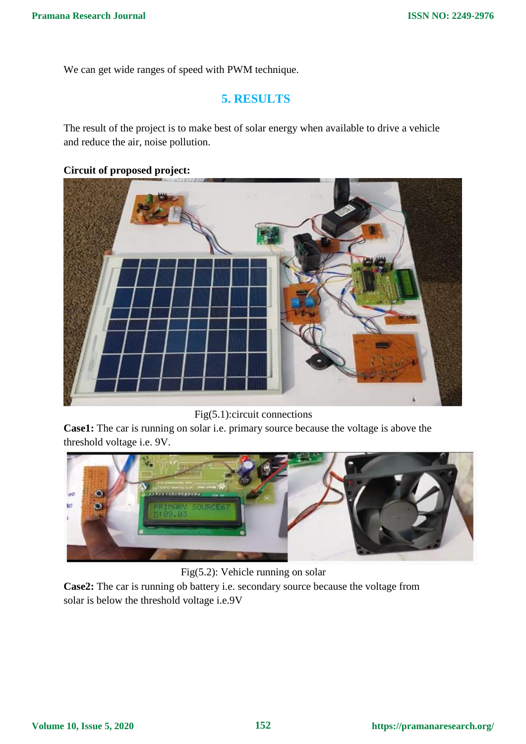We can get wide ranges of speed with PWM technique.

## 5. RESULTS

The result of the project is to make best of solar energy when available to drive a vehicle and reduce the air, noise pollution.

**Circuit of proposed project:**

Fig(5.1):circuit connections

**Case1:** The car is running on solar i.e. primary source because the voltage is above the threshold voltage i.e. 9V.

Fig(5.2): Vehicle running on solar

**Case2:** The car is running ob battery i.e. secondary source because the voltage from solar is below the threshold voltage i.e.9V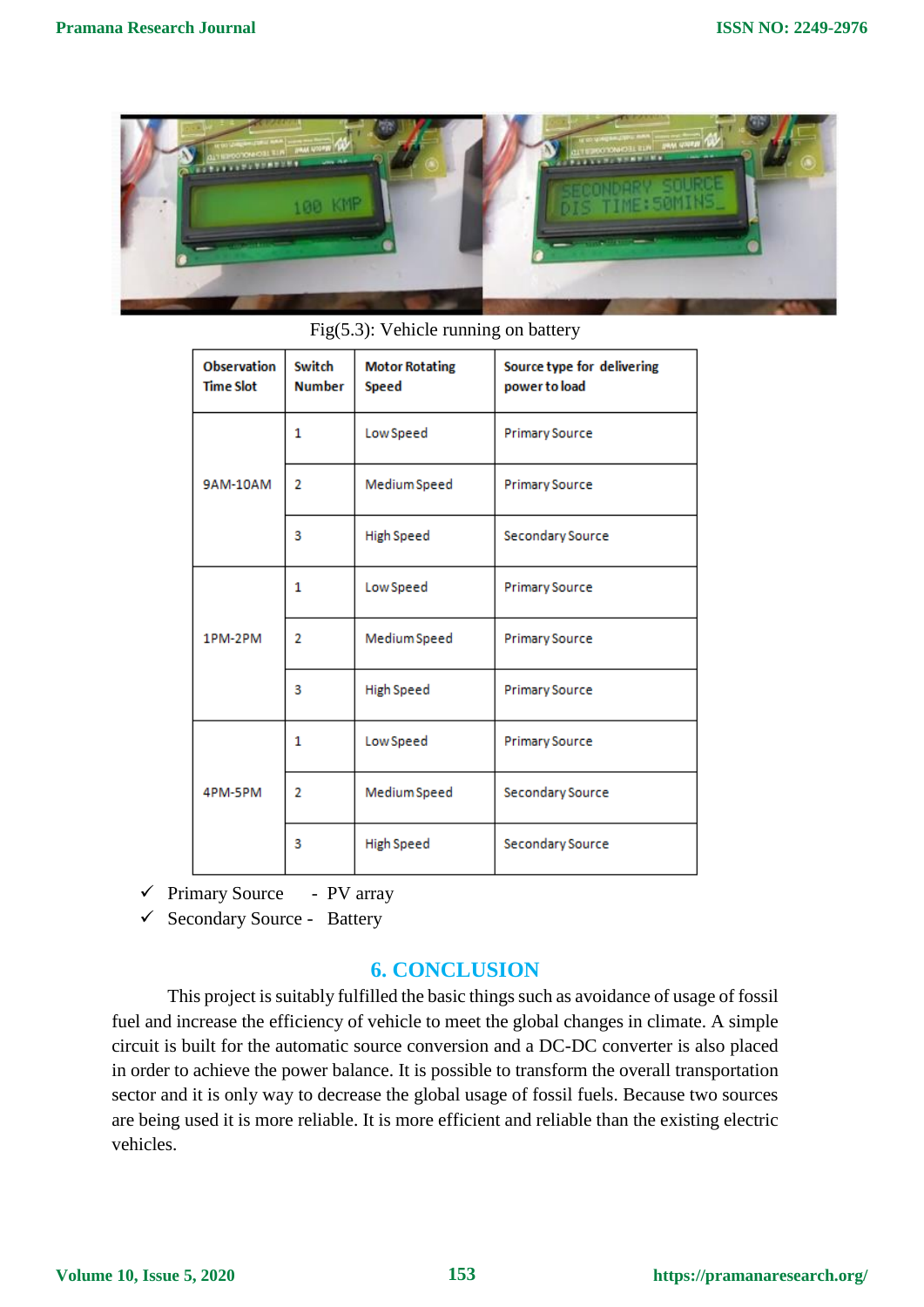Fig(5.3): Vehicle running on battery

| Observation Time Slot | Switch Number | Motor Rotating Speed | Source type for delivering power to load |
|---|---|---|---|
| 9AM-10AM | 1 | Low Speed | Primary Source |
| | 2 | Medium Speed | Primary Source |
| | 3 | High Speed | Secondary Source |
| 1PM-2PM | 1 | Low Speed | Primary Source |
| | 2 | Medium Speed | Primary Source |
| | 3 | High Speed | Primary Source |
| 4PM-5PM | 1 | Low Speed | Primary Source |
| | 2 | Medium Speed | Secondary Source |
| | 3 | High Speed | Secondary Source |

- ✓ Primary Source - PV array
- ✓ Secondary Source - Battery

## 6. CONCLUSION

This project is suitably fulfilled the basic things such as avoidance of usage of fossil fuel and increase the efficiency of vehicle to meet the global changes in climate. A simple circuit is built for the automatic source conversion and a DC-DC converter is also placed in order to achieve the power balance. It is possible to transform the overall transportation sector and it is only way to decrease the global usage of fossil fuels. Because two sources are being used it is more reliable. It is more efficient and reliable than the existing electric vehicles.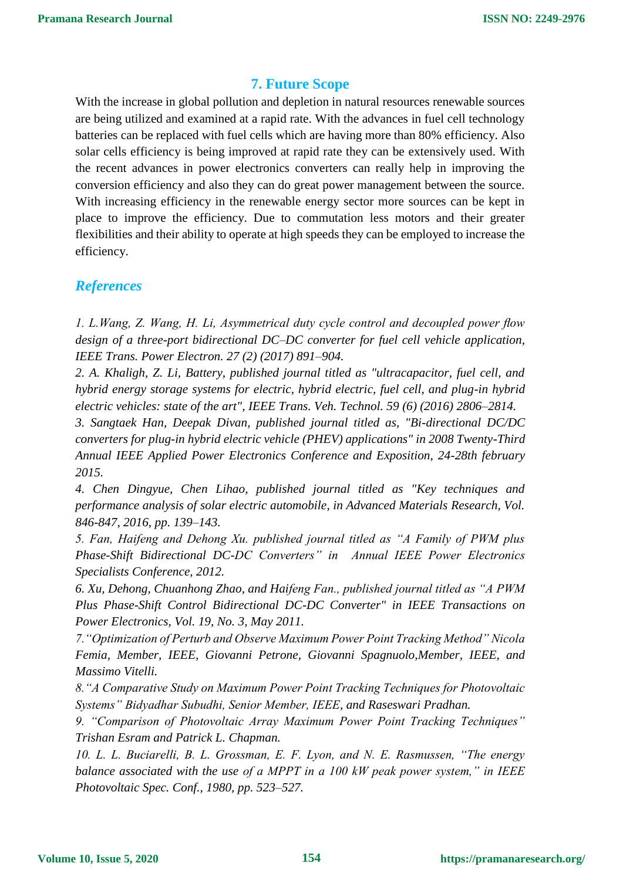## 7. Future Scope

With the increase in global pollution and depletion in natural resources renewable sources are being utilized and examined at a rapid rate. With the advances in fuel cell technology batteries can be replaced with fuel cells which are having more than 80% efficiency. Also solar cells efficiency is being improved at rapid rate they can be extensively used. With the recent advances in power electronics converters can really help in improving the conversion efficiency and also they can do great power management between the source. With increasing efficiency in the renewable energy sector more sources can be kept in place to improve the efficiency. Due to commutation less motors and their greater flexibilities and their ability to operate at high speeds they can be employed to increase the efficiency.

## *References*

*1. L.Wang, Z. Wang, H. Li, Asymmetrical duty cycle control and decoupled power flow design of a three-port bidirectional DC–DC converter for fuel cell vehicle application, IEEE Trans. Power Electron. 27 (2) (2017) 891–904.*

*2. A. Khaligh, Z. Li, Battery, published journal titled as "ultracapacitor, fuel cell, and hybrid energy storage systems for electric, hybrid electric, fuel cell, and plug-in hybrid electric vehicles: state of the art", IEEE Trans. Veh. Technol. 59 (6) (2016) 2806–2814.*

*3. Sangtaek Han, Deepak Divan, published journal titled as, "Bi-directional DC/DC converters for plug-in hybrid electric vehicle (PHEV) applications" in 2008 Twenty-Third Annual IEEE Applied Power Electronics Conference and Exposition, 24-28th february 2015.*

*4. Chen Dingyue, Chen Lihao, published journal titled as "Key techniques and performance analysis of solar electric automobile, in Advanced Materials Research, Vol. 846-847, 2016, pp. 139–143.*

*5. Fan, Haifeng and Dehong Xu. published journal titled as "A Family of PWM plus Phase-Shift Bidirectional DC-DC Converters" in Annual IEEE Power Electronics Specialists Conference, 2012.*

*6. Xu, Dehong, Chuanhong Zhao, and Haifeng Fan., published journal titled as "A PWM Plus Phase-Shift Control Bidirectional DC-DC Converter" in IEEE Transactions on Power Electronics, Vol. 19, No. 3, May 2011.*

*7."Optimization of Perturb and Observe Maximum Power Point Tracking Method" Nicola Femia, Member, IEEE, Giovanni Petrone, Giovanni Spagnuolo,Member, IEEE, and Massimo Vitelli.*

*8."A Comparative Study on Maximum Power Point Tracking Techniques for Photovoltaic Systems" Bidyadhar Subudhi, Senior Member, IEEE, and Raseswari Pradhan.*

*9. "Comparison of Photovoltaic Array Maximum Power Point Tracking Techniques" Trishan Esram and Patrick L. Chapman.*

*10. L. L. Buciarelli, B. L. Grossman, E. F. Lyon, and N. E. Rasmussen, "The energy balance associated with the use of a MPPT in a 100 kW peak power system," in IEEE Photovoltaic Spec. Conf., 1980, pp. 523–527.*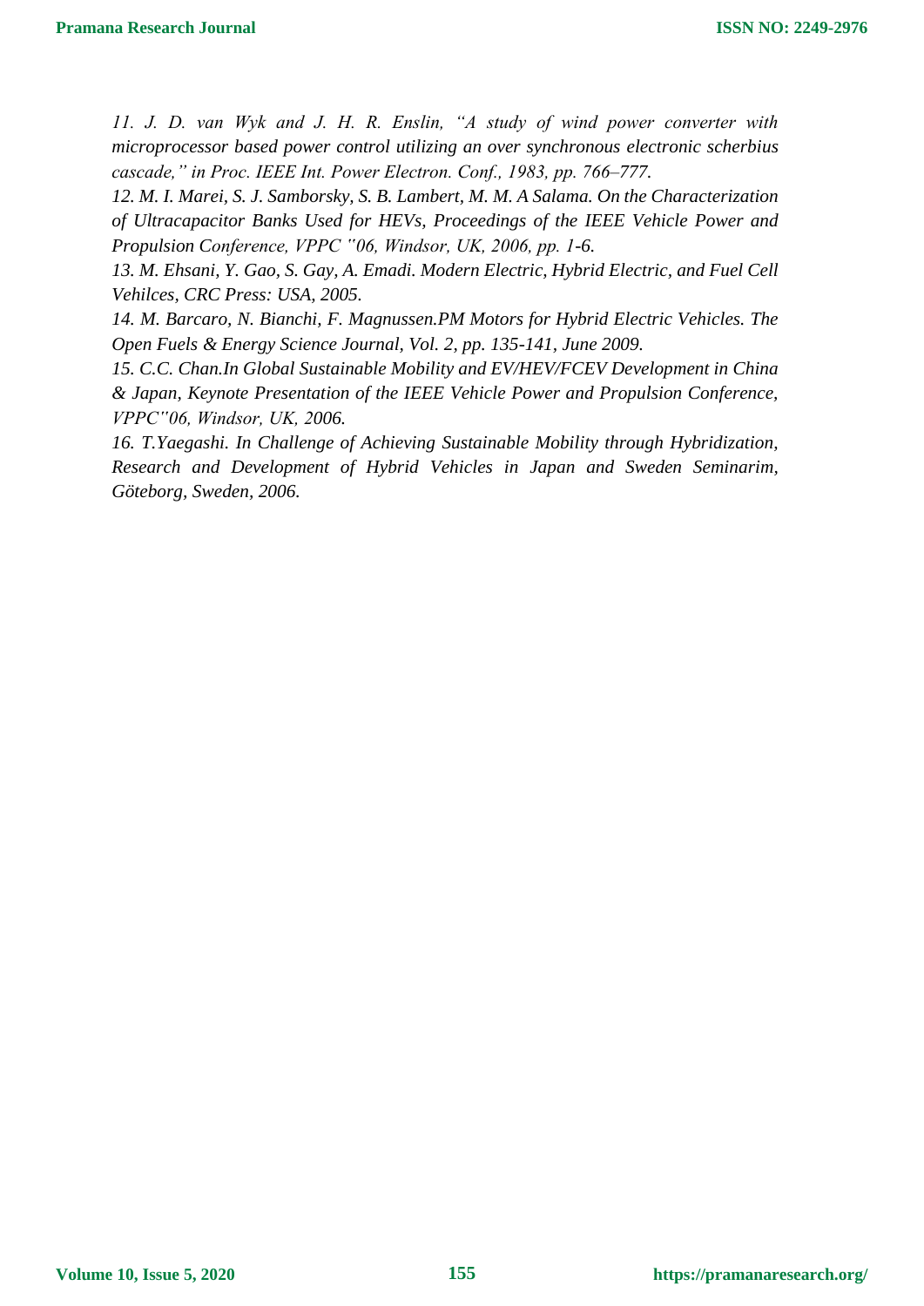*11. J. D. van Wyk and J. H. R. Enslin, "A study of wind power converter with microprocessor based power control utilizing an over synchronous electronic scherbius cascade," in Proc. IEEE Int. Power Electron. Conf., 1983, pp. 766–777.*

*12. M. I. Marei, S. J. Samborsky, S. B. Lambert, M. M. A Salama. On the Characterization of Ultracapacitor Banks Used for HEVs, Proceedings of the IEEE Vehicle Power and Propulsion Conference, VPPC "06, Windsor, UK, 2006, pp. 1-6.*

*13. M. Ehsani, Y. Gao, S. Gay, A. Emadi. Modern Electric, Hybrid Electric, and Fuel Cell Vehilces, CRC Press: USA, 2005.*

*14. M. Barcaro, N. Bianchi, F. Magnussen.PM Motors for Hybrid Electric Vehicles. The Open Fuels & Energy Science Journal, Vol. 2, pp. 135-141, June 2009.*

*15. C.C. Chan.In Global Sustainable Mobility and EV/HEV/FCEV Development in China & Japan, Keynote Presentation of the IEEE Vehicle Power and Propulsion Conference, VPPC"06, Windsor, UK, 2006.*

*16. T.Yaegashi. In Challenge of Achieving Sustainable Mobility through Hybridization, Research and Development of Hybrid Vehicles in Japan and Sweden Seminarim, Göteborg, Sweden, 2006.*